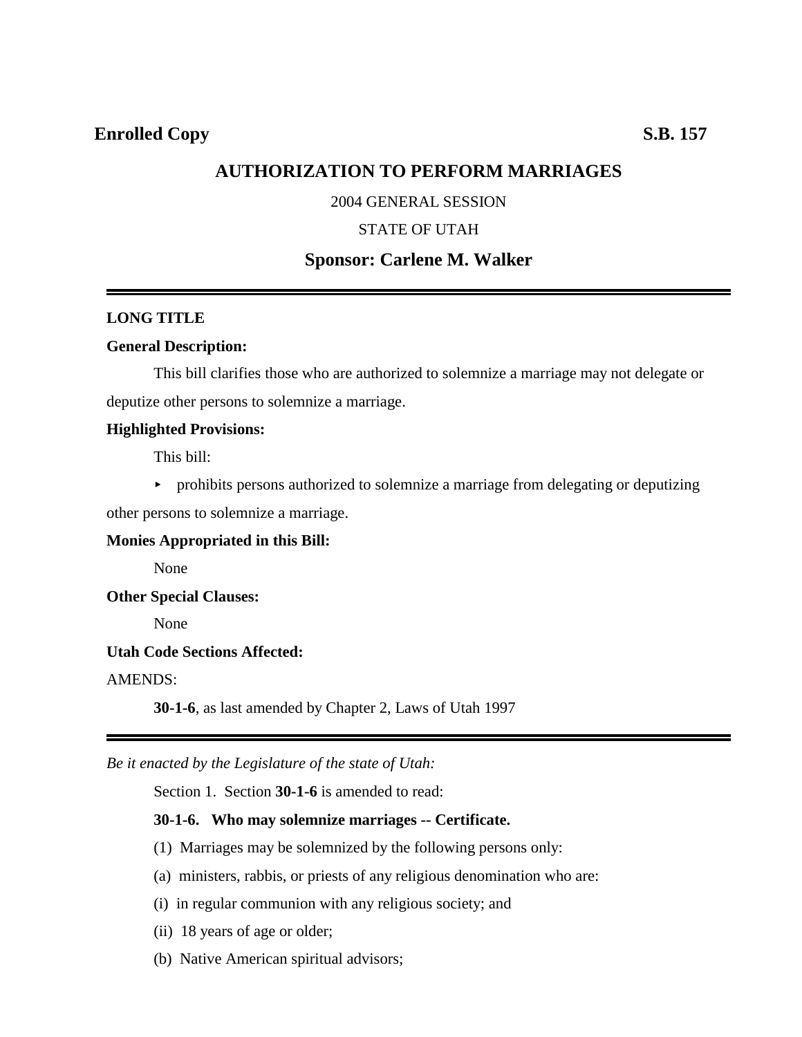**Enrolled Copy** **S.B. 157**

# AUTHORIZATION TO PERFORM MARRIAGES

2004 GENERAL SESSION

STATE OF UTAH

## Sponsor: Carlene M. Walker

---

**LONG TITLE**

**General Description:**

This bill clarifies those who are authorized to solemnize a marriage may not delegate or deputize other persons to solemnize a marriage.

**Highlighted Provisions:**

This bill:

- prohibits persons authorized to solemnize a marriage from delegating or deputizing other persons to solemnize a marriage.

**Monies Appropriated in this Bill:**

None

**Other Special Clauses:**

None

**Utah Code Sections Affected:**

AMENDS:

**30-1-6**, as last amended by Chapter 2, Laws of Utah 1997

---

*Be it enacted by the Legislature of the state of Utah:*

Section 1. Section **30-1-6** is amended to read:

**30-1-6. Who may solemnize marriages -- Certificate.**

(1) Marriages may be solemnized by the following persons only:

(a) ministers, rabbis, or priests of any religious denomination who are:

(i) in regular communion with any religious society; and

(ii) 18 years of age or older;

(b) Native American spiritual advisors;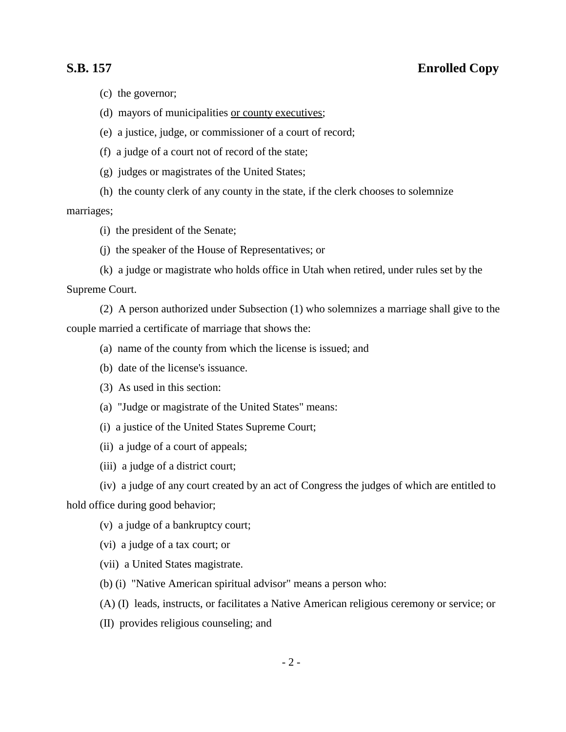(c) the governor;

(d) mayors of municipalities <u>or county executives</u>;

(e) a justice, judge, or commissioner of a court of record;

(f) a judge of a court not of record of the state;

(g) judges or magistrates of the United States;

(h) the county clerk of any county in the state, if the clerk chooses to solemnize marriages;

(i) the president of the Senate;

(j) the speaker of the House of Representatives; or

(k) a judge or magistrate who holds office in Utah when retired, under rules set by the Supreme Court.

(2) A person authorized under Subsection (1) who solemnizes a marriage shall give to the couple married a certificate of marriage that shows the:

(a) name of the county from which the license is issued; and

(b) date of the license's issuance.

(3) As used in this section:

(a) "Judge or magistrate of the United States" means:

(i) a justice of the United States Supreme Court;

(ii) a judge of a court of appeals;

(iii) a judge of a district court;

(iv) a judge of any court created by an act of Congress the judges of which are entitled to hold office during good behavior;

(v) a judge of a bankruptcy court;

(vi) a judge of a tax court; or

(vii) a United States magistrate.

(b) (i) "Native American spiritual advisor" means a person who:

(A) (I) leads, instructs, or facilitates a Native American religious ceremony or service; or

(II) provides religious counseling; and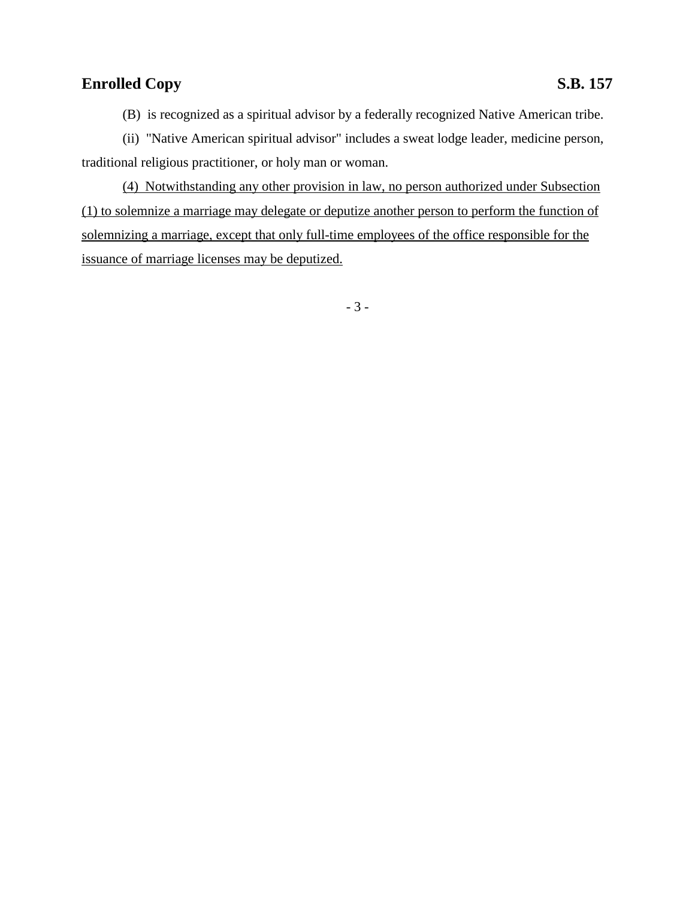(B) is recognized as a spiritual advisor by a federally recognized Native American tribe.

(ii) "Native American spiritual advisor" includes a sweat lodge leader, medicine person, traditional religious practitioner, or holy man or woman.

<u>(4) Notwithstanding any other provision in law, no person authorized under Subsection (1) to solemnize a marriage may delegate or deputize another person to perform the function of solemnizing a marriage, except that only full-time employees of the office responsible for the issuance of marriage licenses may be deputized.</u>